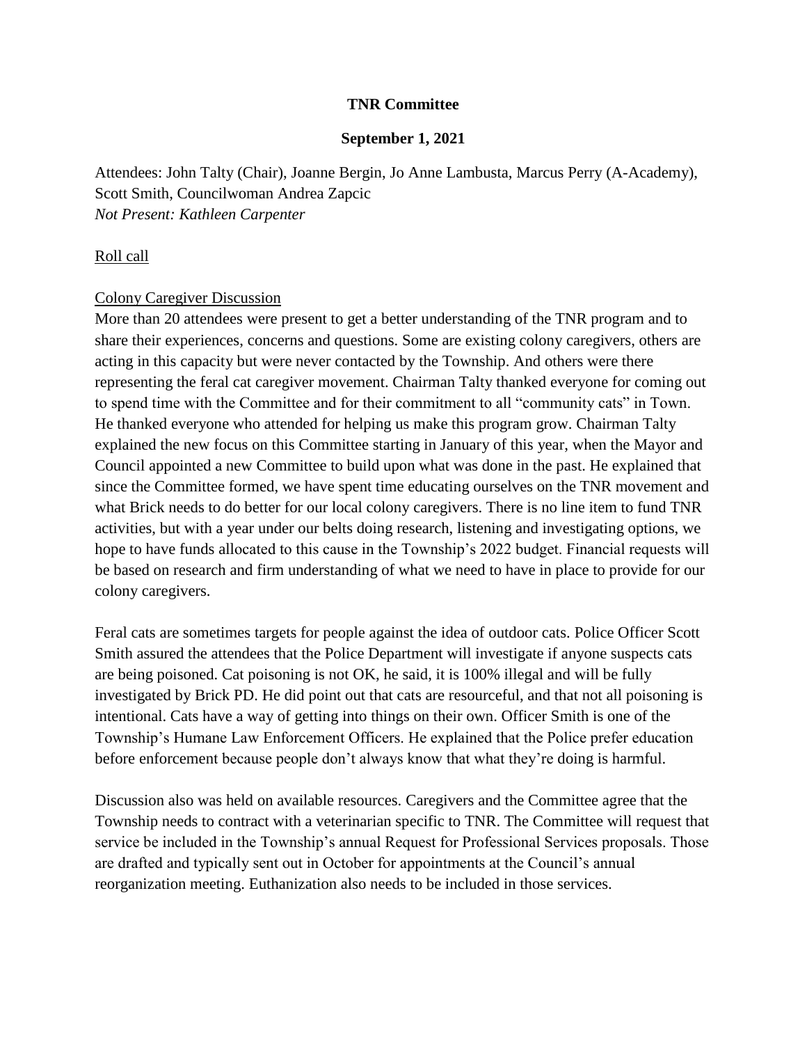**TNR Committee**

**September 1, 2021**

Attendees: John Talty (Chair), Joanne Bergin, Jo Anne Lambusta, Marcus Perry (A-Academy), Scott Smith, Councilwoman Andrea Zapcic
*Not Present: Kathleen Carpenter*

<u>Roll call</u>

<u>Colony Caregiver Discussion</u>

More than 20 attendees were present to get a better understanding of the TNR program and to share their experiences, concerns and questions. Some are existing colony caregivers, others are acting in this capacity but were never contacted by the Township. And others were there representing the feral cat caregiver movement. Chairman Talty thanked everyone for coming out to spend time with the Committee and for their commitment to all "community cats" in Town. He thanked everyone who attended for helping us make this program grow. Chairman Talty explained the new focus on this Committee starting in January of this year, when the Mayor and Council appointed a new Committee to build upon what was done in the past. He explained that since the Committee formed, we have spent time educating ourselves on the TNR movement and what Brick needs to do better for our local colony caregivers. There is no line item to fund TNR activities, but with a year under our belts doing research, listening and investigating options, we hope to have funds allocated to this cause in the Township's 2022 budget. Financial requests will be based on research and firm understanding of what we need to have in place to provide for our colony caregivers.

Feral cats are sometimes targets for people against the idea of outdoor cats. Police Officer Scott Smith assured the attendees that the Police Department will investigate if anyone suspects cats are being poisoned. Cat poisoning is not OK, he said, it is 100% illegal and will be fully investigated by Brick PD. He did point out that cats are resourceful, and that not all poisoning is intentional. Cats have a way of getting into things on their own. Officer Smith is one of the Township's Humane Law Enforcement Officers. He explained that the Police prefer education before enforcement because people don't always know that what they're doing is harmful.

Discussion also was held on available resources. Caregivers and the Committee agree that the Township needs to contract with a veterinarian specific to TNR. The Committee will request that service be included in the Township's annual Request for Professional Services proposals. Those are drafted and typically sent out in October for appointments at the Council's annual reorganization meeting. Euthanization also needs to be included in those services.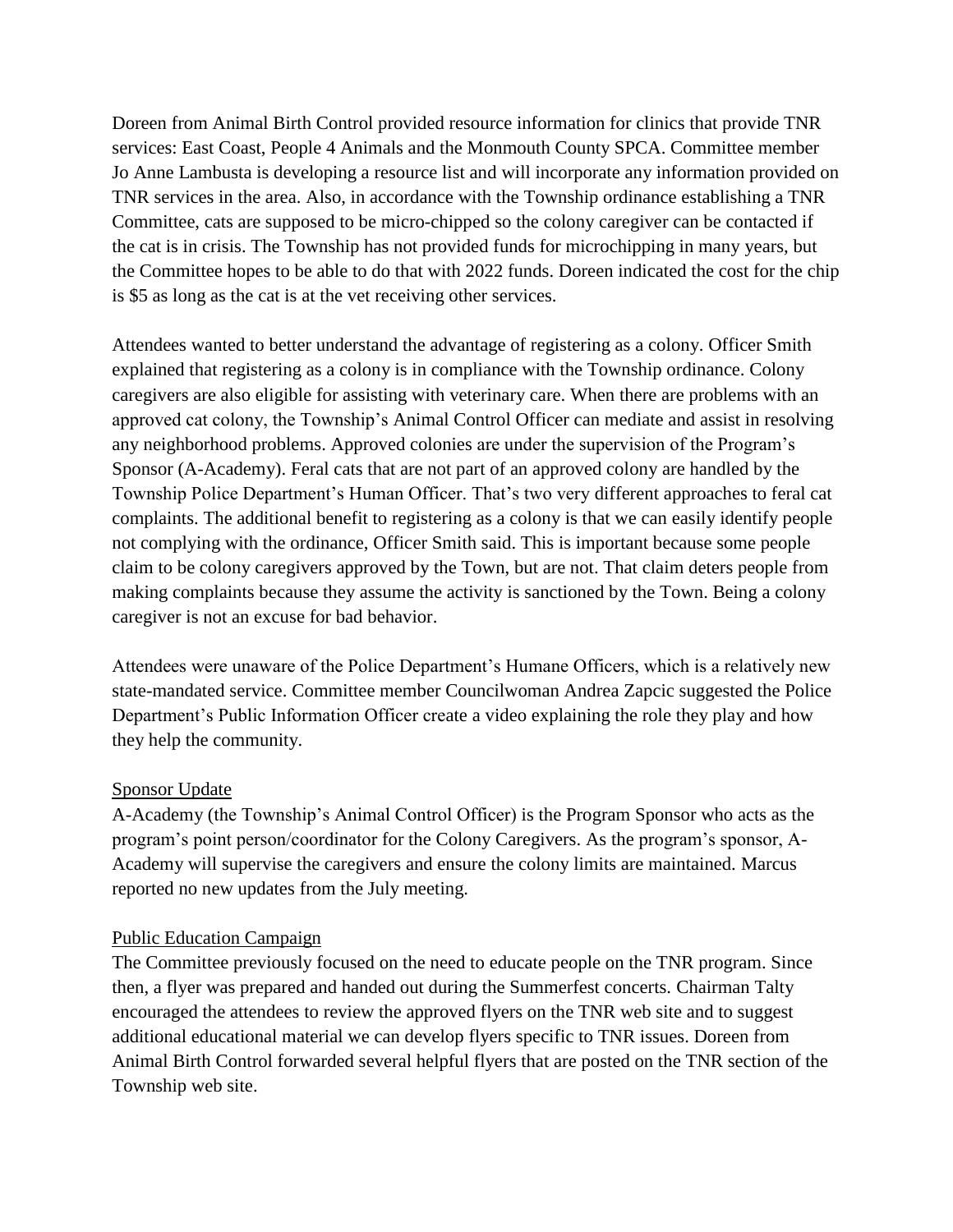Doreen from Animal Birth Control provided resource information for clinics that provide TNR services: East Coast, People 4 Animals and the Monmouth County SPCA. Committee member Jo Anne Lambusta is developing a resource list and will incorporate any information provided on TNR services in the area. Also, in accordance with the Township ordinance establishing a TNR Committee, cats are supposed to be micro-chipped so the colony caregiver can be contacted if the cat is in crisis. The Township has not provided funds for microchipping in many years, but the Committee hopes to be able to do that with 2022 funds. Doreen indicated the cost for the chip is $5 as long as the cat is at the vet receiving other services.

Attendees wanted to better understand the advantage of registering as a colony. Officer Smith explained that registering as a colony is in compliance with the Township ordinance. Colony caregivers are also eligible for assisting with veterinary care. When there are problems with an approved cat colony, the Township's Animal Control Officer can mediate and assist in resolving any neighborhood problems. Approved colonies are under the supervision of the Program's Sponsor (A-Academy). Feral cats that are not part of an approved colony are handled by the Township Police Department's Human Officer. That's two very different approaches to feral cat complaints. The additional benefit to registering as a colony is that we can easily identify people not complying with the ordinance, Officer Smith said. This is important because some people claim to be colony caregivers approved by the Town, but are not. That claim deters people from making complaints because they assume the activity is sanctioned by the Town. Being a colony caregiver is not an excuse for bad behavior.

Attendees were unaware of the Police Department's Humane Officers, which is a relatively new state-mandated service. Committee member Councilwoman Andrea Zapcic suggested the Police Department's Public Information Officer create a video explaining the role they play and how they help the community.

<u>Sponsor Update</u>

A-Academy (the Township's Animal Control Officer) is the Program Sponsor who acts as the program's point person/coordinator for the Colony Caregivers. As the program's sponsor, A-Academy will supervise the caregivers and ensure the colony limits are maintained. Marcus reported no new updates from the July meeting.

<u>Public Education Campaign</u>

The Committee previously focused on the need to educate people on the TNR program. Since then, a flyer was prepared and handed out during the Summerfest concerts. Chairman Talty encouraged the attendees to review the approved flyers on the TNR web site and to suggest additional educational material we can develop flyers specific to TNR issues. Doreen from Animal Birth Control forwarded several helpful flyers that are posted on the TNR section of the Township web site.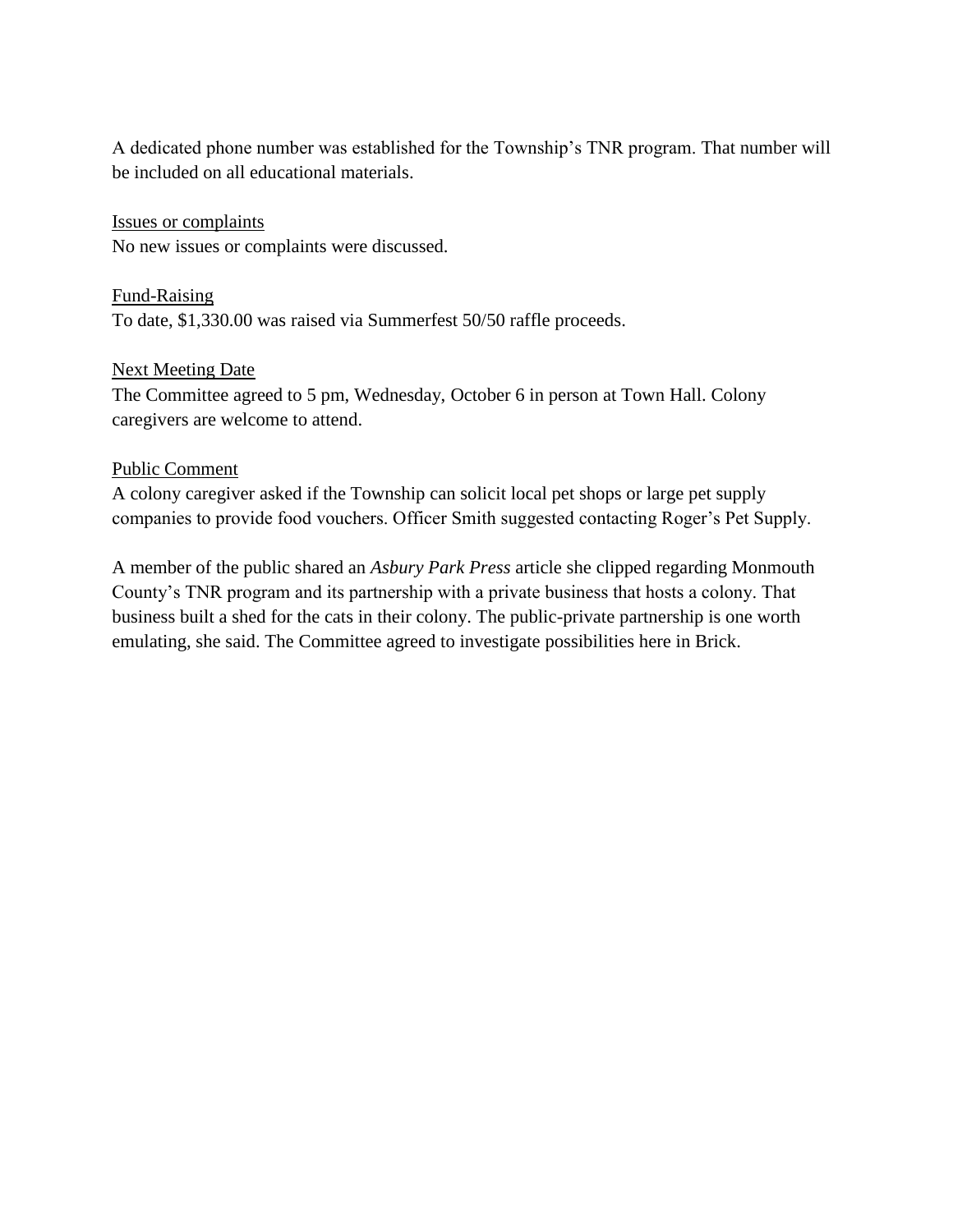A dedicated phone number was established for the Township's TNR program. That number will be included on all educational materials.

Issues or complaints

No new issues or complaints were discussed.

Fund-Raising

To date, $1,330.00 was raised via Summerfest 50/50 raffle proceeds.

Next Meeting Date

The Committee agreed to 5 pm, Wednesday, October 6 in person at Town Hall. Colony caregivers are welcome to attend.

Public Comment

A colony caregiver asked if the Township can solicit local pet shops or large pet supply companies to provide food vouchers. Officer Smith suggested contacting Roger's Pet Supply.

A member of the public shared an *Asbury Park Press* article she clipped regarding Monmouth County's TNR program and its partnership with a private business that hosts a colony. That business built a shed for the cats in their colony. The public-private partnership is one worth emulating, she said. The Committee agreed to investigate possibilities here in Brick.